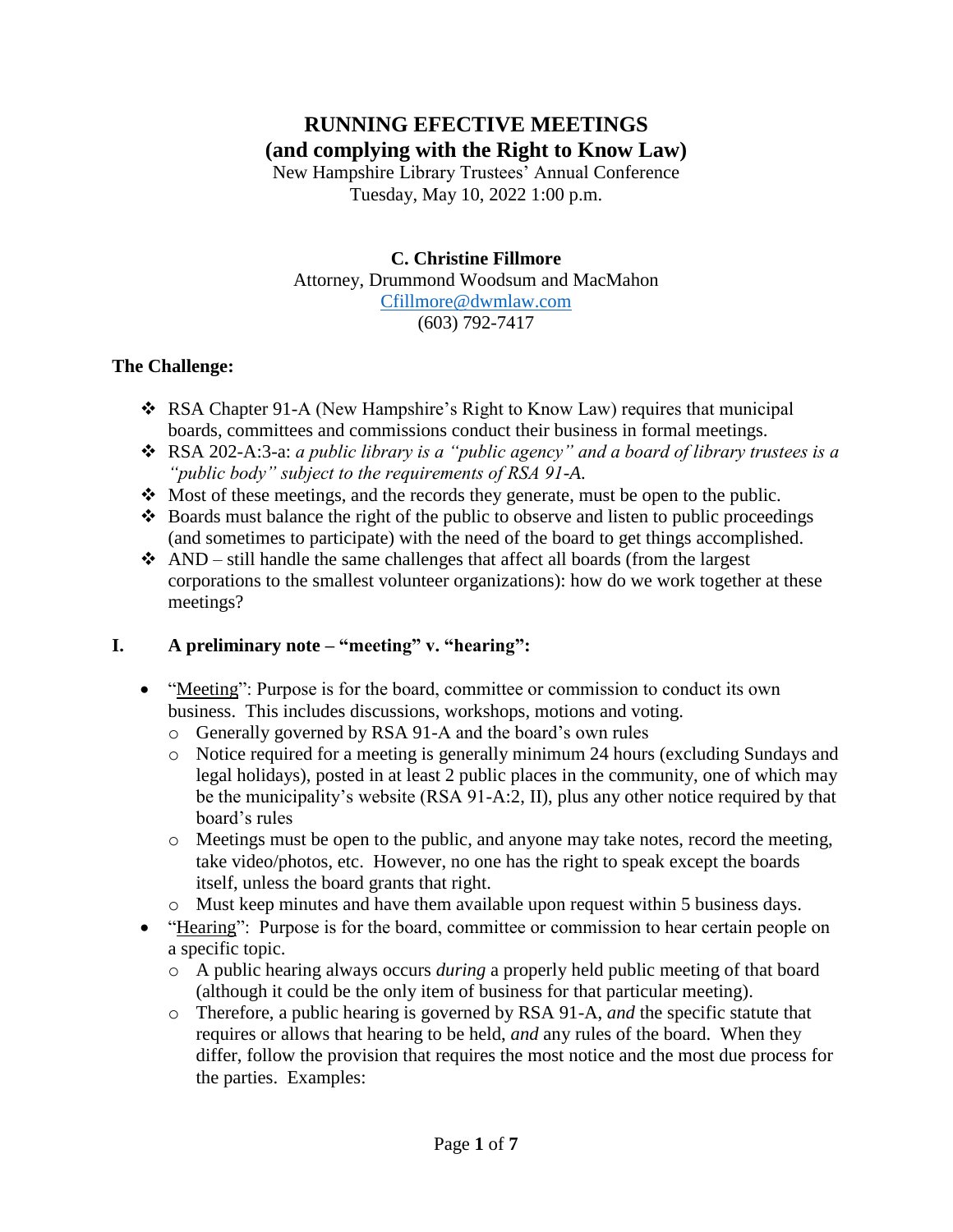# RUNNING EFECTIVE MEETINGS
## (and complying with the Right to Know Law)

New Hampshire Library Trustees' Annual Conference
Tuesday, May 10, 2022 1:00 p.m.

**C. Christine Fillmore**
Attorney, Drummond Woodsum and MacMahon
Cfillmore@dwmlaw.com
(603) 792-7417

**The Challenge:**

- RSA Chapter 91-A (New Hampshire's Right to Know Law) requires that municipal boards, committees and commissions conduct their business in formal meetings.
- RSA 202-A:3-a: *a public library is a "public agency" and a board of library trustees is a "public body" subject to the requirements of RSA 91-A.*
- Most of these meetings, and the records they generate, must be open to the public.
- Boards must balance the right of the public to observe and listen to public proceedings (and sometimes to participate) with the need of the board to get things accomplished.
- AND – still handle the same challenges that affect all boards (from the largest corporations to the smallest volunteer organizations): how do we work together at these meetings?

## I. A preliminary note – "meeting" v. "hearing":

- "<u>Meeting</u>": Purpose is for the board, committee or commission to conduct its own business. This includes discussions, workshops, motions and voting.
  - Generally governed by RSA 91-A and the board's own rules
  - Notice required for a meeting is generally minimum 24 hours (excluding Sundays and legal holidays), posted in at least 2 public places in the community, one of which may be the municipality's website (RSA 91-A:2, II), plus any other notice required by that board's rules
  - Meetings must be open to the public, and anyone may take notes, record the meeting, take video/photos, etc. However, no one has the right to speak except the boards itself, unless the board grants that right.
  - Must keep minutes and have them available upon request within 5 business days.
- "<u>Hearing</u>": Purpose is for the board, committee or commission to hear certain people on a specific topic.
  - A public hearing always occurs *during* a properly held public meeting of that board (although it could be the only item of business for that particular meeting).
  - Therefore, a public hearing is governed by RSA 91-A, *and* the specific statute that requires or allows that hearing to be held, *and* any rules of the board. When they differ, follow the provision that requires the most notice and the most due process for the parties. Examples: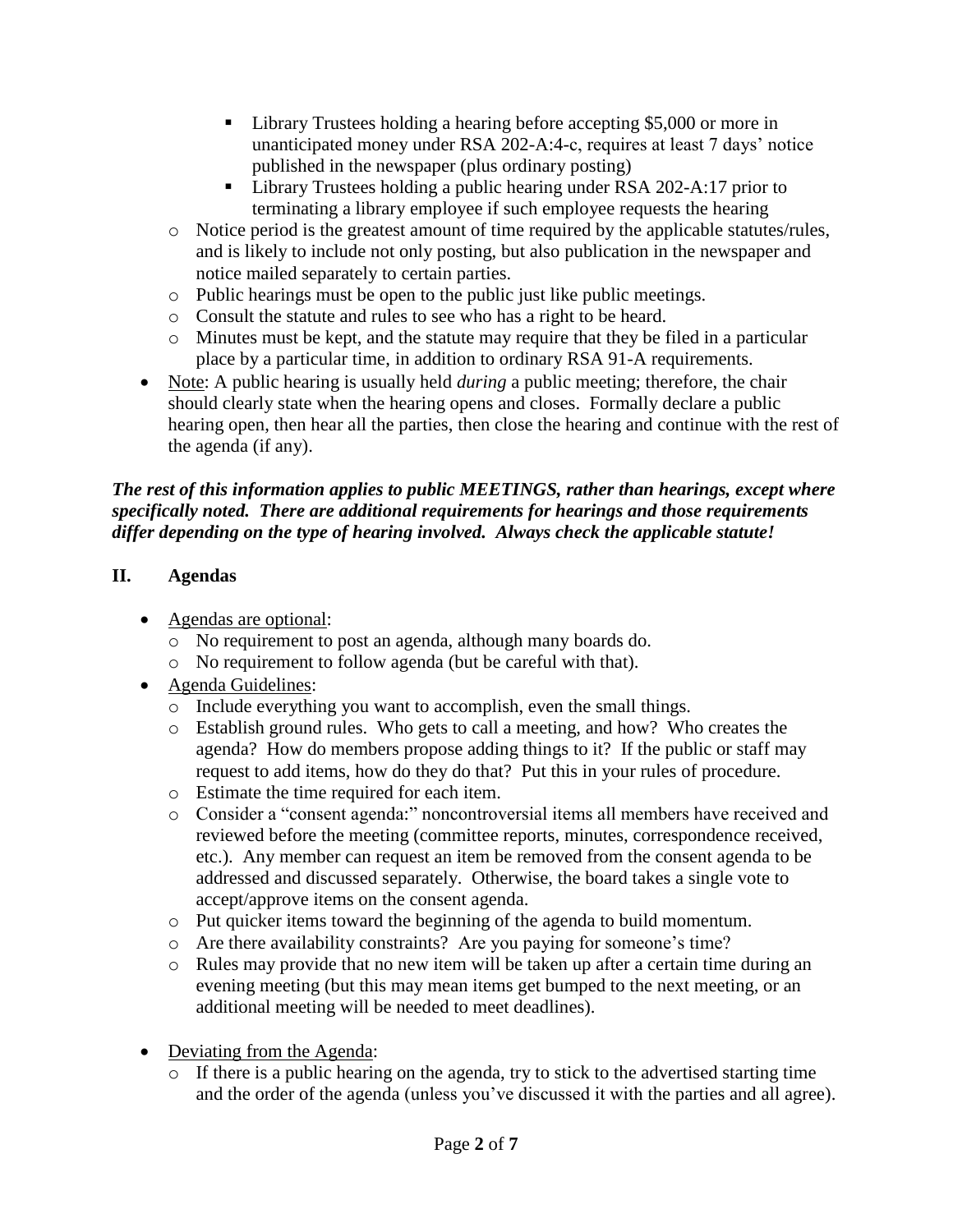- Library Trustees holding a hearing before accepting $5,000 or more in unanticipated money under RSA 202-A:4-c, requires at least 7 days' notice published in the newspaper (plus ordinary posting)
        - Library Trustees holding a public hearing under RSA 202-A:17 prior to terminating a library employee if such employee requests the hearing
    - Notice period is the greatest amount of time required by the applicable statutes/rules, and is likely to include not only posting, but also publication in the newspaper and notice mailed separately to certain parties.
    - Public hearings must be open to the public just like public meetings.
    - Consult the statute and rules to see who has a right to be heard.
    - Minutes must be kept, and the statute may require that they be filed in a particular place by a particular time, in addition to ordinary RSA 91-A requirements.
- Note: A public hearing is usually held *during* a public meeting; therefore, the chair should clearly state when the hearing opens and closes. Formally declare a public hearing open, then hear all the parties, then close the hearing and continue with the rest of the agenda (if any).

***The rest of this information applies to public MEETINGS, rather than hearings, except where specifically noted. There are additional requirements for hearings and those requirements differ depending on the type of hearing involved. Always check the applicable statute!***

## II. Agendas

- Agendas are optional:
    - No requirement to post an agenda, although many boards do.
    - No requirement to follow agenda (but be careful with that).
- Agenda Guidelines:
    - Include everything you want to accomplish, even the small things.
    - Establish ground rules. Who gets to call a meeting, and how? Who creates the agenda? How do members propose adding things to it? If the public or staff may request to add items, how do they do that? Put this in your rules of procedure.
    - Estimate the time required for each item.
    - Consider a "consent agenda:" noncontroversial items all members have received and reviewed before the meeting (committee reports, minutes, correspondence received, etc.). Any member can request an item be removed from the consent agenda to be addressed and discussed separately. Otherwise, the board takes a single vote to accept/approve items on the consent agenda.
    - Put quicker items toward the beginning of the agenda to build momentum.
    - Are there availability constraints? Are you paying for someone's time?
    - Rules may provide that no new item will be taken up after a certain time during an evening meeting (but this may mean items get bumped to the next meeting, or an additional meeting will be needed to meet deadlines).
- Deviating from the Agenda:
    - If there is a public hearing on the agenda, try to stick to the advertised starting time and the order of the agenda (unless you've discussed it with the parties and all agree).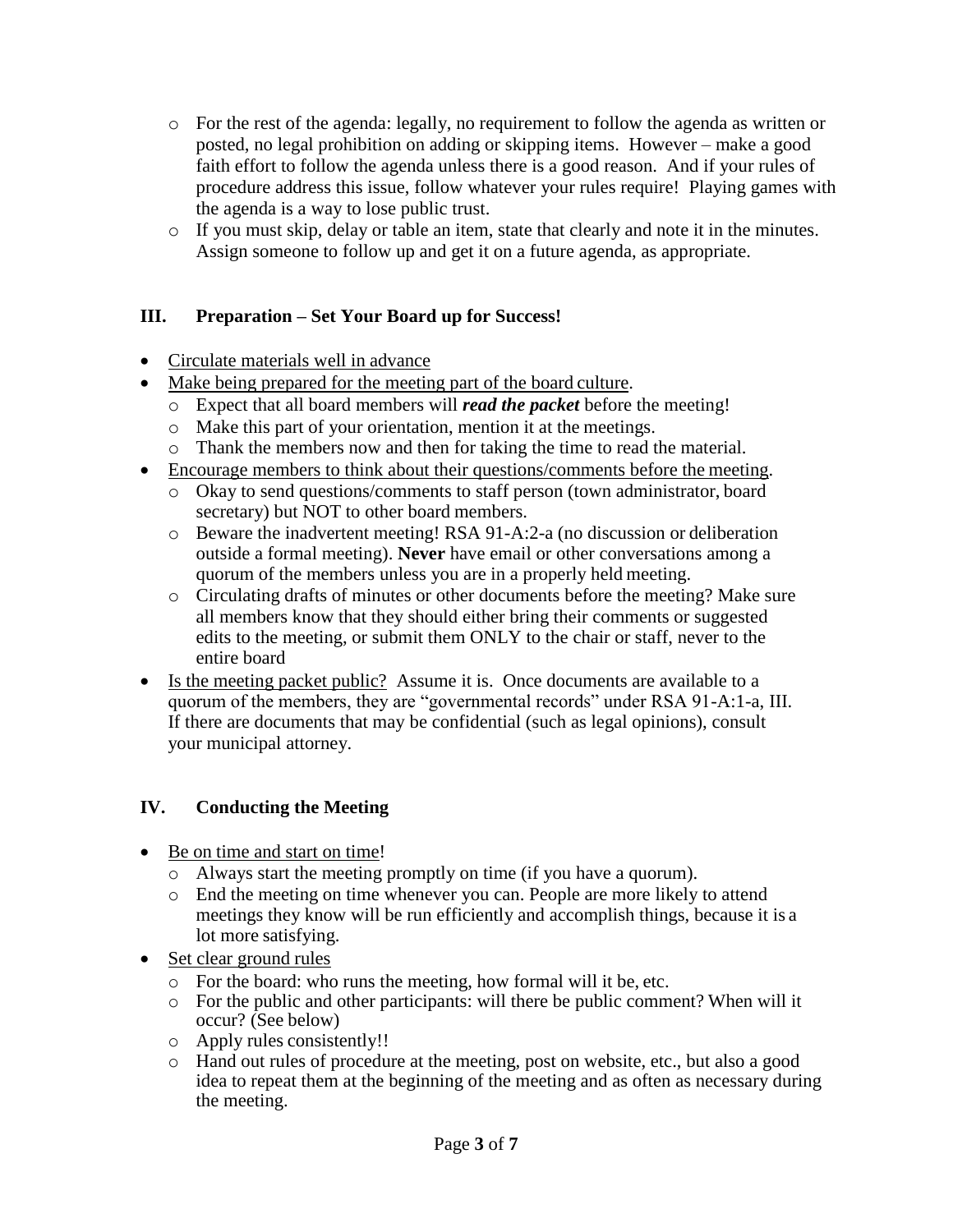- For the rest of the agenda: legally, no requirement to follow the agenda as written or posted, no legal prohibition on adding or skipping items. However – make a good faith effort to follow the agenda unless there is a good reason. And if your rules of procedure address this issue, follow whatever your rules require! Playing games with the agenda is a way to lose public trust.
  - If you must skip, delay or table an item, state that clearly and note it in the minutes. Assign someone to follow up and get it on a future agenda, as appropriate.

## III. Preparation – Set Your Board up for Success!

- <u>Circulate materials well in advance</u>
- <u>Make being prepared for the meeting part of the board culture</u>.
  - Expect that all board members will ***read the packet*** before the meeting!
  - Make this part of your orientation, mention it at the meetings.
  - Thank the members now and then for taking the time to read the material.
- <u>Encourage members to think about their questions/comments before the meeting</u>.
  - Okay to send questions/comments to staff person (town administrator, board secretary) but NOT to other board members.
  - Beware the inadvertent meeting! RSA 91-A:2-a (no discussion or deliberation outside a formal meeting). **Never** have email or other conversations among a quorum of the members unless you are in a properly held meeting.
  - Circulating drafts of minutes or other documents before the meeting? Make sure all members know that they should either bring their comments or suggested edits to the meeting, or submit them ONLY to the chair or staff, never to the entire board
- <u>Is the meeting packet public?</u> Assume it is. Once documents are available to a quorum of the members, they are "governmental records" under RSA 91-A:1-a, III. If there are documents that may be confidential (such as legal opinions), consult your municipal attorney.

## IV. Conducting the Meeting

- <u>Be on time and start on time</u>!
  - Always start the meeting promptly on time (if you have a quorum).
  - End the meeting on time whenever you can. People are more likely to attend meetings they know will be run efficiently and accomplish things, because it is a lot more satisfying.
- <u>Set clear ground rules</u>
  - For the board: who runs the meeting, how formal will it be, etc.
  - For the public and other participants: will there be public comment? When will it occur? (See below)
  - Apply rules consistently!!
  - Hand out rules of procedure at the meeting, post on website, etc., but also a good idea to repeat them at the beginning of the meeting and as often as necessary during the meeting.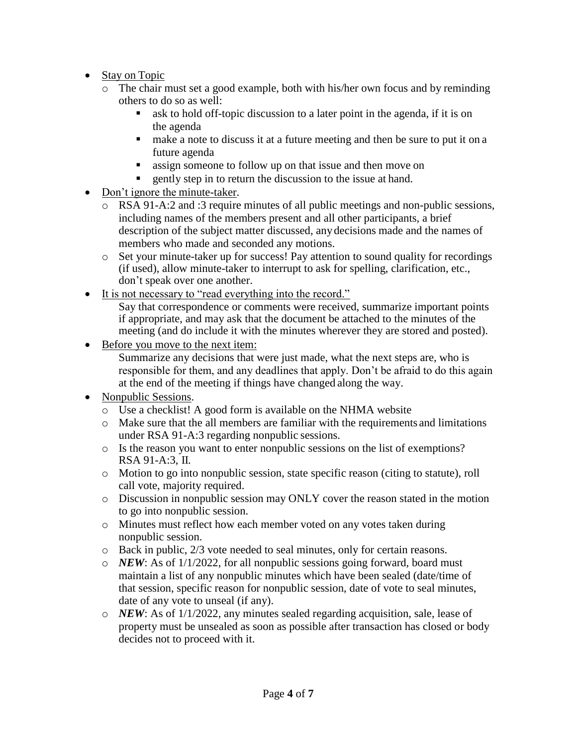- <u>Stay on Topic</u>
  - The chair must set a good example, both with his/her own focus and by reminding others to do so as well:
    - ask to hold off-topic discussion to a later point in the agenda, if it is on the agenda
    - make a note to discuss it at a future meeting and then be sure to put it on a future agenda
    - assign someone to follow up on that issue and then move on
    - gently step in to return the discussion to the issue at hand.
- <u>Don't ignore the minute-taker</u>.
  - RSA 91-A:2 and :3 require minutes of all public meetings and non-public sessions, including names of the members present and all other participants, a brief description of the subject matter discussed, any decisions made and the names of members who made and seconded any motions.
  - Set your minute-taker up for success! Pay attention to sound quality for recordings (if used), allow minute-taker to interrupt to ask for spelling, clarification, etc., don't speak over one another.
- <u>It is not necessary to "read everything into the record."</u>

  Say that correspondence or comments were received, summarize important points if appropriate, and may ask that the document be attached to the minutes of the meeting (and do include it with the minutes wherever they are stored and posted).
- <u>Before you move to the next item:</u>

  Summarize any decisions that were just made, what the next steps are, who is responsible for them, and any deadlines that apply. Don't be afraid to do this again at the end of the meeting if things have changed along the way.
- <u>Nonpublic Sessions</u>.
  - Use a checklist! A good form is available on the NHMA website
  - Make sure that the all members are familiar with the requirements and limitations under RSA 91-A:3 regarding nonpublic sessions.
  - Is the reason you want to enter nonpublic sessions on the list of exemptions? RSA 91-A:3, II.
  - Motion to go into nonpublic session, state specific reason (citing to statute), roll call vote, majority required.
  - Discussion in nonpublic session may ONLY cover the reason stated in the motion to go into nonpublic session.
  - Minutes must reflect how each member voted on any votes taken during nonpublic session.
  - Back in public, 2/3 vote needed to seal minutes, only for certain reasons.
  - ***NEW***: As of 1/1/2022, for all nonpublic sessions going forward, board must maintain a list of any nonpublic minutes which have been sealed (date/time of that session, specific reason for nonpublic session, date of vote to seal minutes, date of any vote to unseal (if any).
  - ***NEW***: As of 1/1/2022, any minutes sealed regarding acquisition, sale, lease of property must be unsealed as soon as possible after transaction has closed or body decides not to proceed with it.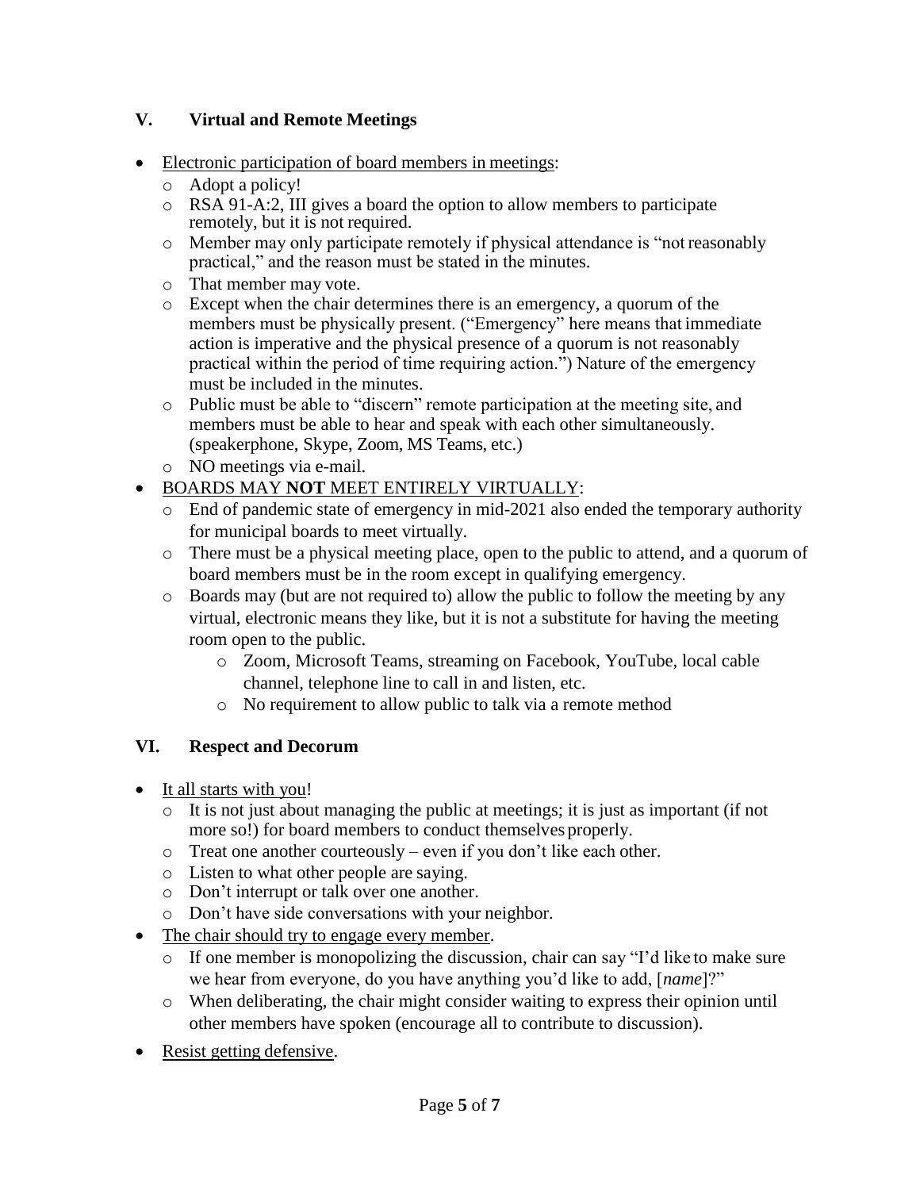## V. Virtual and Remote Meetings

- Electronic participation of board members in meetings:
  - Adopt a policy!
  - RSA 91-A:2, III gives a board the option to allow members to participate remotely, but it is not required.
  - Member may only participate remotely if physical attendance is "not reasonably practical," and the reason must be stated in the minutes.
  - That member may vote.
  - Except when the chair determines there is an emergency, a quorum of the members must be physically present. ("Emergency" here means that immediate action is imperative and the physical presence of a quorum is not reasonably practical within the period of time requiring action.") Nature of the emergency must be included in the minutes.
  - Public must be able to "discern" remote participation at the meeting site, and members must be able to hear and speak with each other simultaneously. (speakerphone, Skype, Zoom, MS Teams, etc.)
  - NO meetings via e-mail.
- BOARDS MAY **NOT** MEET ENTIRELY VIRTUALLY:
  - End of pandemic state of emergency in mid-2021 also ended the temporary authority for municipal boards to meet virtually.
  - There must be a physical meeting place, open to the public to attend, and a quorum of board members must be in the room except in qualifying emergency.
  - Boards may (but are not required to) allow the public to follow the meeting by any virtual, electronic means they like, but it is not a substitute for having the meeting room open to the public.
    - Zoom, Microsoft Teams, streaming on Facebook, YouTube, local cable channel, telephone line to call in and listen, etc.
    - No requirement to allow public to talk via a remote method

## VI. Respect and Decorum

- It all starts with you!
  - It is not just about managing the public at meetings; it is just as important (if not more so!) for board members to conduct themselves properly.
  - Treat one another courteously – even if you don't like each other.
  - Listen to what other people are saying.
  - Don't interrupt or talk over one another.
  - Don't have side conversations with your neighbor.
- The chair should try to engage every member.
  - If one member is monopolizing the discussion, chair can say "I'd like to make sure we hear from everyone, do you have anything you'd like to add, [*name*]?"
  - When deliberating, the chair might consider waiting to express their opinion until other members have spoken (encourage all to contribute to discussion).
- Resist getting defensive.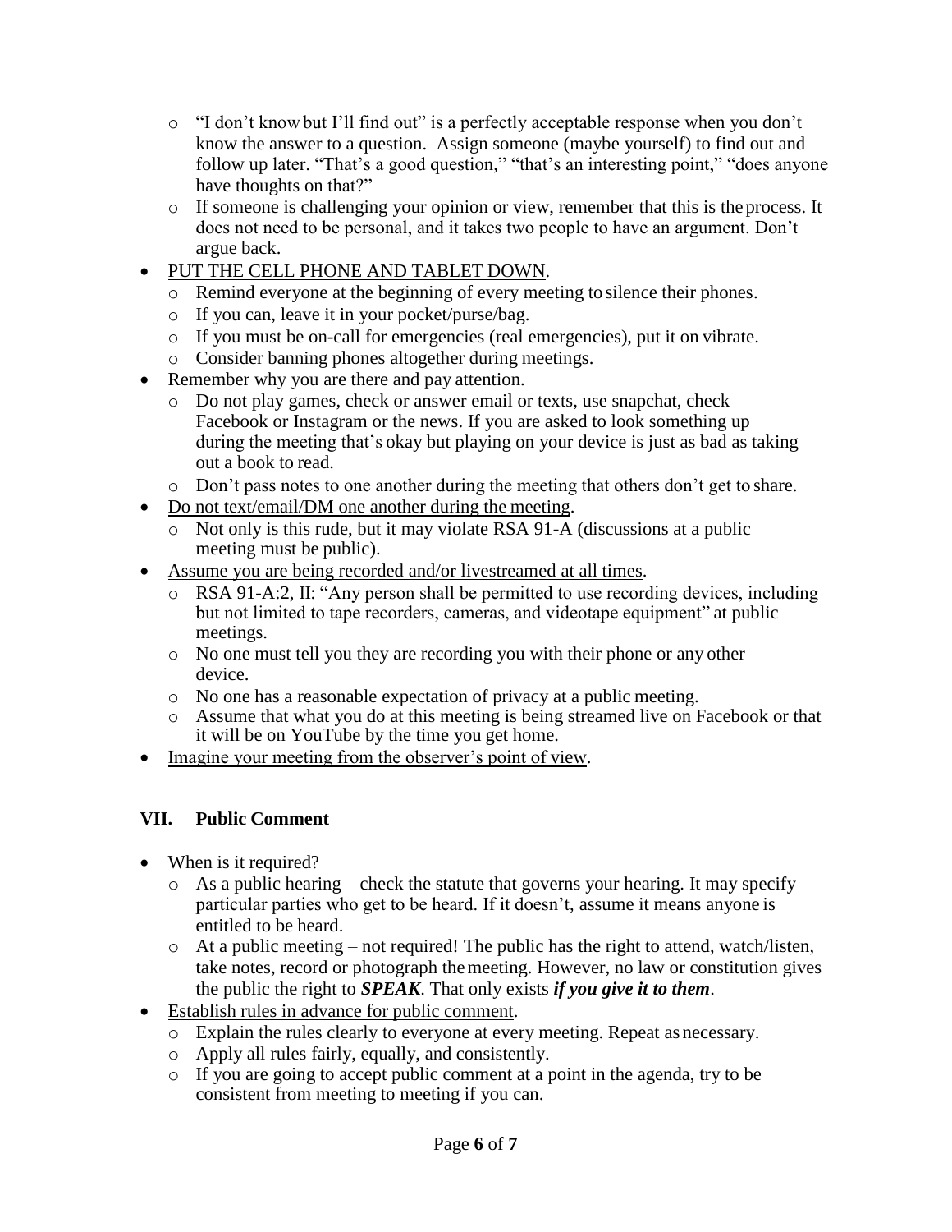- "I don't know but I'll find out" is a perfectly acceptable response when you don't know the answer to a question. Assign someone (maybe yourself) to find out and follow up later. "That's a good question," "that's an interesting point," "does anyone have thoughts on that?"
  - If someone is challenging your opinion or view, remember that this is the process. It does not need to be personal, and it takes two people to have an argument. Don't argue back.
- <u>PUT THE CELL PHONE AND TABLET DOWN</u>.
  - Remind everyone at the beginning of every meeting to silence their phones.
  - If you can, leave it in your pocket/purse/bag.
  - If you must be on-call for emergencies (real emergencies), put it on vibrate.
  - Consider banning phones altogether during meetings.
- <u>Remember why you are there and pay attention</u>.
  - Do not play games, check or answer email or texts, use snapchat, check Facebook or Instagram or the news. If you are asked to look something up during the meeting that's okay but playing on your device is just as bad as taking out a book to read.
  - Don't pass notes to one another during the meeting that others don't get to share.
- <u>Do not text/email/DM one another during the meeting</u>.
  - Not only is this rude, but it may violate RSA 91-A (discussions at a public meeting must be public).
- <u>Assume you are being recorded and/or livestreamed at all times</u>.
  - RSA 91-A:2, II: "Any person shall be permitted to use recording devices, including but not limited to tape recorders, cameras, and videotape equipment" at public meetings.
  - No one must tell you they are recording you with their phone or any other device.
  - No one has a reasonable expectation of privacy at a public meeting.
  - Assume that what you do at this meeting is being streamed live on Facebook or that it will be on YouTube by the time you get home.
- <u>Imagine your meeting from the observer's point of view</u>.

## VII. Public Comment

- <u>When is it required</u>?
  - As a public hearing – check the statute that governs your hearing. It may specify particular parties who get to be heard. If it doesn't, assume it means anyone is entitled to be heard.
  - At a public meeting – not required! The public has the right to attend, watch/listen, take notes, record or photograph the meeting. However, no law or constitution gives the public the right to ***SPEAK***. That only exists ***if you give it to them***.
- <u>Establish rules in advance for public comment</u>.
  - Explain the rules clearly to everyone at every meeting. Repeat as necessary.
  - Apply all rules fairly, equally, and consistently.
  - If you are going to accept public comment at a point in the agenda, try to be consistent from meeting to meeting if you can.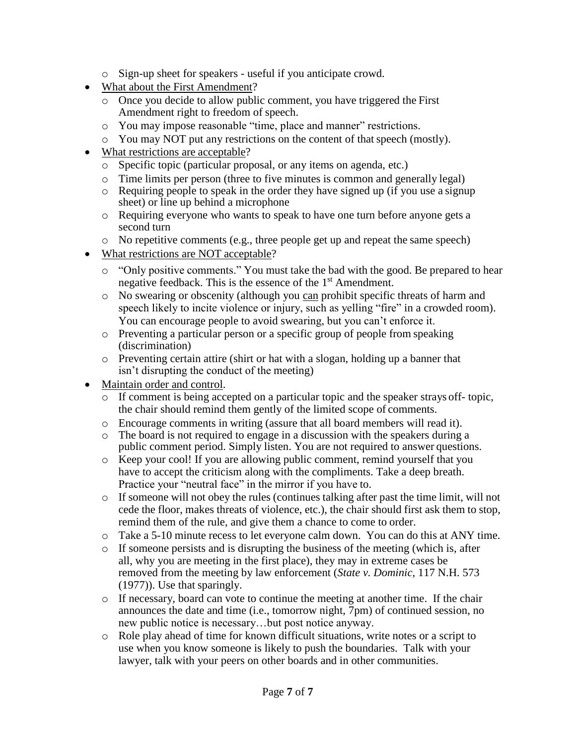- Sign-up sheet for speakers - useful if you anticipate crowd.
- <u>What about the First Amendment</u>?
  - Once you decide to allow public comment, you have triggered the First Amendment right to freedom of speech.
  - You may impose reasonable "time, place and manner" restrictions.
  - You may NOT put any restrictions on the content of that speech (mostly).
- <u>What restrictions are acceptable</u>?
  - Specific topic (particular proposal, or any items on agenda, etc.)
  - Time limits per person (three to five minutes is common and generally legal)
  - Requiring people to speak in the order they have signed up (if you use a signup sheet) or line up behind a microphone
  - Requiring everyone who wants to speak to have one turn before anyone gets a second turn
  - No repetitive comments (e.g., three people get up and repeat the same speech)
- <u>What restrictions are NOT acceptable</u>?
  - "Only positive comments." You must take the bad with the good. Be prepared to hear negative feedback. This is the essence of the 1st Amendment.
  - No swearing or obscenity (although you <u>can</u> prohibit specific threats of harm and speech likely to incite violence or injury, such as yelling "fire" in a crowded room). You can encourage people to avoid swearing, but you can't enforce it.
  - Preventing a particular person or a specific group of people from speaking (discrimination)
  - Preventing certain attire (shirt or hat with a slogan, holding up a banner that isn't disrupting the conduct of the meeting)
- <u>Maintain order and control</u>.
  - If comment is being accepted on a particular topic and the speaker strays off- topic, the chair should remind them gently of the limited scope of comments.
  - Encourage comments in writing (assure that all board members will read it).
  - The board is not required to engage in a discussion with the speakers during a public comment period. Simply listen. You are not required to answer questions.
  - Keep your cool! If you are allowing public comment, remind yourself that you have to accept the criticism along with the compliments. Take a deep breath. Practice your "neutral face" in the mirror if you have to.
  - If someone will not obey the rules (continues talking after past the time limit, will not cede the floor, makes threats of violence, etc.), the chair should first ask them to stop, remind them of the rule, and give them a chance to come to order.
  - Take a 5-10 minute recess to let everyone calm down. You can do this at ANY time.
  - If someone persists and is disrupting the business of the meeting (which is, after all, why you are meeting in the first place), they may in extreme cases be removed from the meeting by law enforcement (*State v. Dominic*, 117 N.H. 573 (1977)). Use that sparingly.
  - If necessary, board can vote to continue the meeting at another time. If the chair announces the date and time (i.e., tomorrow night, 7pm) of continued session, no new public notice is necessary…but post notice anyway.
  - Role play ahead of time for known difficult situations, write notes or a script to use when you know someone is likely to push the boundaries. Talk with your lawyer, talk with your peers on other boards and in other communities.